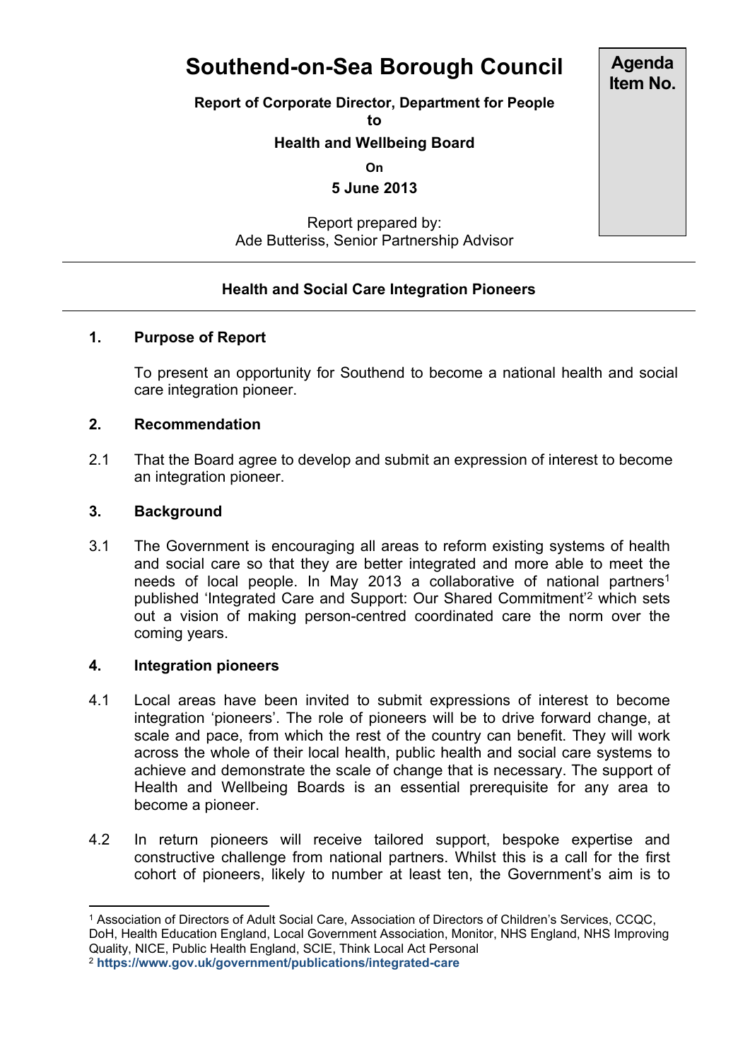# Southend-on-Sea Borough Council

**Agenda Item No.**

**Report of Corporate Director, Department for People**
**to**
**Health and Wellbeing Board**
**On**
**5 June 2013**

Report prepared by:
Ade Butteriss, Senior Partnership Advisor

---

**Health and Social Care Integration Pioneers**

---

## 1. Purpose of Report

To present an opportunity for Southend to become a national health and social care integration pioneer.

## 2. Recommendation

2.1 That the Board agree to develop and submit an expression of interest to become an integration pioneer.

## 3. Background

3.1 The Government is encouraging all areas to reform existing systems of health and social care so that they are better integrated and more able to meet the needs of local people. In May 2013 a collaborative of national partners[1] published 'Integrated Care and Support: Our Shared Commitment'[2] which sets out a vision of making person-centred coordinated care the norm over the coming years.

## 4. Integration pioneers

4.1 Local areas have been invited to submit expressions of interest to become integration 'pioneers'. The role of pioneers will be to drive forward change, at scale and pace, from which the rest of the country can benefit. They will work across the whole of their local health, public health and social care systems to achieve and demonstrate the scale of change that is necessary. The support of Health and Wellbeing Boards is an essential prerequisite for any area to become a pioneer.

4.2 In return pioneers will receive tailored support, bespoke expertise and constructive challenge from national partners. Whilst this is a call for the first cohort of pioneers, likely to number at least ten, the Government's aim is to

---

[1] Association of Directors of Adult Social Care, Association of Directors of Children's Services, CCQC, DoH, Health Education England, Local Government Association, Monitor, NHS England, NHS Improving Quality, NICE, Public Health England, SCIE, Think Local Act Personal

[2] **https://www.gov.uk/government/publications/integrated-care**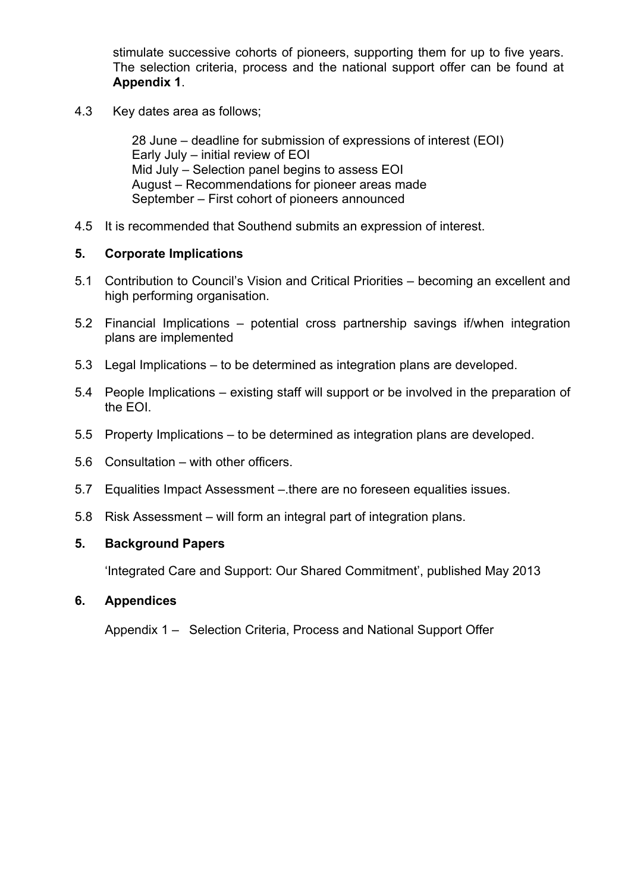stimulate successive cohorts of pioneers, supporting them for up to five years. The selection criteria, process and the national support offer can be found at **Appendix 1**.

4.3 Key dates area as follows;

28 June – deadline for submission of expressions of interest (EOI)
Early July – initial review of EOI
Mid July – Selection panel begins to assess EOI
August – Recommendations for pioneer areas made
September – First cohort of pioneers announced

4.5 It is recommended that Southend submits an expression of interest.

## 5. Corporate Implications

5.1 Contribution to Council's Vision and Critical Priorities – becoming an excellent and high performing organisation.

5.2 Financial Implications – potential cross partnership savings if/when integration plans are implemented

5.3 Legal Implications – to be determined as integration plans are developed.

5.4 People Implications – existing staff will support or be involved in the preparation of the EOI.

5.5 Property Implications – to be determined as integration plans are developed.

5.6 Consultation – with other officers.

5.7 Equalities Impact Assessment –.there are no foreseen equalities issues.

5.8 Risk Assessment – will form an integral part of integration plans.

## 5. Background Papers

'Integrated Care and Support: Our Shared Commitment', published May 2013

## 6. Appendices

Appendix 1 – Selection Criteria, Process and National Support Offer